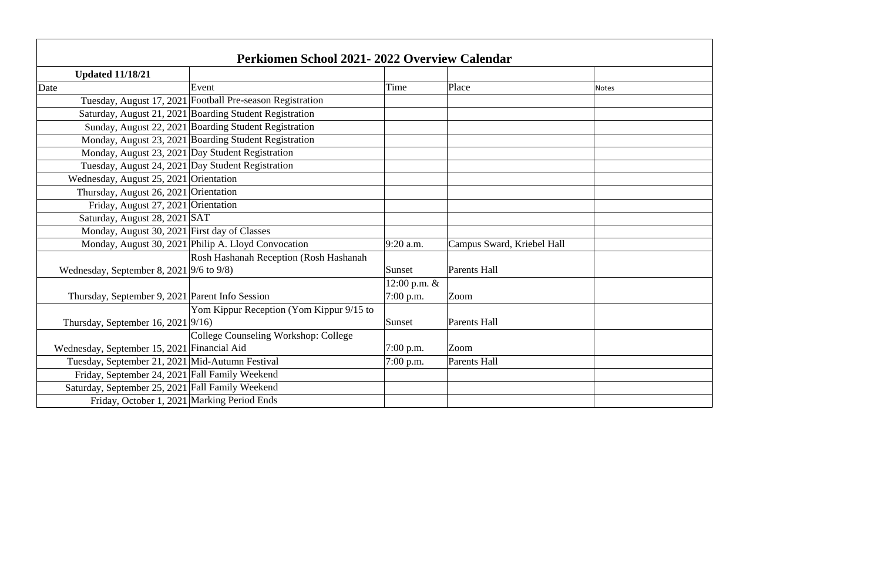# Perkiomen School 2021- 2022 Overview Calendar

**Updated 11/18/21**

| Date | Event | Time | Place | Notes |
|---|---|---|---|---|
| Tuesday, August 17, 2021 | Football Pre-season Registration | | | |
| Saturday, August 21, 2021 | Boarding Student Registration | | | |
| Sunday, August 22, 2021 | Boarding Student Registration | | | |
| Monday, August 23, 2021 | Boarding Student Registration | | | |
| Monday, August 23, 2021 | Day Student Registration | | | |
| Tuesday, August 24, 2021 | Day Student Registration | | | |
| Wednesday, August 25, 2021 | Orientation | | | |
| Thursday, August 26, 2021 | Orientation | | | |
| Friday, August 27, 2021 | Orientation | | | |
| Saturday, August 28, 2021 | SAT | | | |
| Monday, August 30, 2021 | First day of Classes | | | |
| Monday, August 30, 2021 | Philip A. Lloyd Convocation | 9:20 a.m. | Campus Sward, Kriebel Hall | |
| Wednesday, September 8, 2021 | Rosh Hashanah Reception (Rosh Hashanah 9/6 to 9/8) | Sunset | Parents Hall | |
| Thursday, September 9, 2021 | Parent Info Session | 12:00 p.m. & 7:00 p.m. | Zoom | |
| Thursday, September 16, 2021 | Yom Kippur Reception (Yom Kippur 9/15 to 9/16) | Sunset | Parents Hall | |
| Wednesday, September 15, 2021 | College Counseling Workshop: College Financial Aid | 7:00 p.m. | Zoom | |
| Tuesday, September 21, 2021 | Mid-Autumn Festival | 7:00 p.m. | Parents Hall | |
| Friday, September 24, 2021 | Fall Family Weekend | | | |
| Saturday, September 25, 2021 | Fall Family Weekend | | | |
| Friday, October 1, 2021 | Marking Period Ends | | | |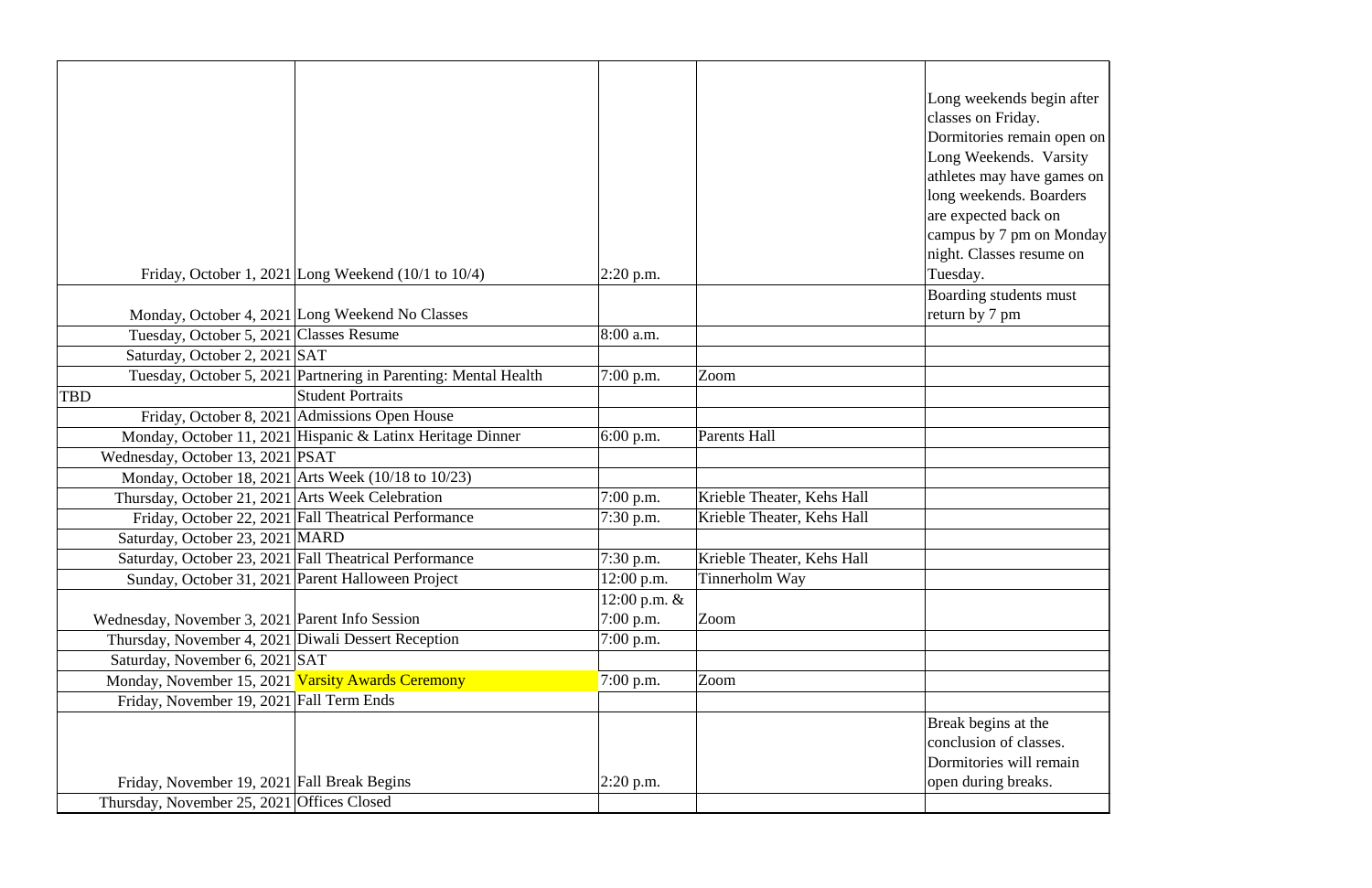| | | | | |
|---|---|---|---|---|
| Friday, October 1, 2021 | Long Weekend (10/1 to 10/4) | 2:20 p.m. | | Long weekends begin after classes on Friday. Dormitories remain open on Long Weekends. Varsity athletes may have games on long weekends. Boarders are expected back on campus by 7 pm on Monday night. Classes resume on Tuesday. |
| Monday, October 4, 2021 | Long Weekend No Classes | | | Boarding students must return by 7 pm |
| Tuesday, October 5, 2021 | Classes Resume | 8:00 a.m. | | |
| Saturday, October 2, 2021 | SAT | | | |
| Tuesday, October 5, 2021 | Partnering in Parenting: Mental Health | 7:00 p.m. | Zoom | |
| TBD | Student Portraits | | | |
| Friday, October 8, 2021 | Admissions Open House | | | |
| Monday, October 11, 2021 | Hispanic & Latinx Heritage Dinner | 6:00 p.m. | Parents Hall | |
| Wednesday, October 13, 2021 | PSAT | | | |
| Monday, October 18, 2021 | Arts Week (10/18 to 10/23) | | | |
| Thursday, October 21, 2021 | Arts Week Celebration | 7:00 p.m. | Krieble Theater, Kehs Hall | |
| Friday, October 22, 2021 | Fall Theatrical Performance | 7:30 p.m. | Krieble Theater, Kehs Hall | |
| Saturday, October 23, 2021 | MARD | | | |
| Saturday, October 23, 2021 | Fall Theatrical Performance | 7:30 p.m. | Krieble Theater, Kehs Hall | |
| Sunday, October 31, 2021 | Parent Halloween Project | 12:00 p.m. | Tinnerholm Way | |
| Wednesday, November 3, 2021 | Parent Info Session | 12:00 p.m. & 7:00 p.m. | Zoom | |
| Thursday, November 4, 2021 | Diwali Dessert Reception | 7:00 p.m. | | |
| Saturday, November 6, 2021 | SAT | | | |
| Monday, November 15, 2021 | Varsity Awards Ceremony | 7:00 p.m. | Zoom | |
| Friday, November 19, 2021 | Fall Term Ends | | | |
| Friday, November 19, 2021 | Fall Break Begins | 2:20 p.m. | | Break begins at the conclusion of classes. Dormitories will remain open during breaks. |
| Thursday, November 25, 2021 | Offices Closed | | | |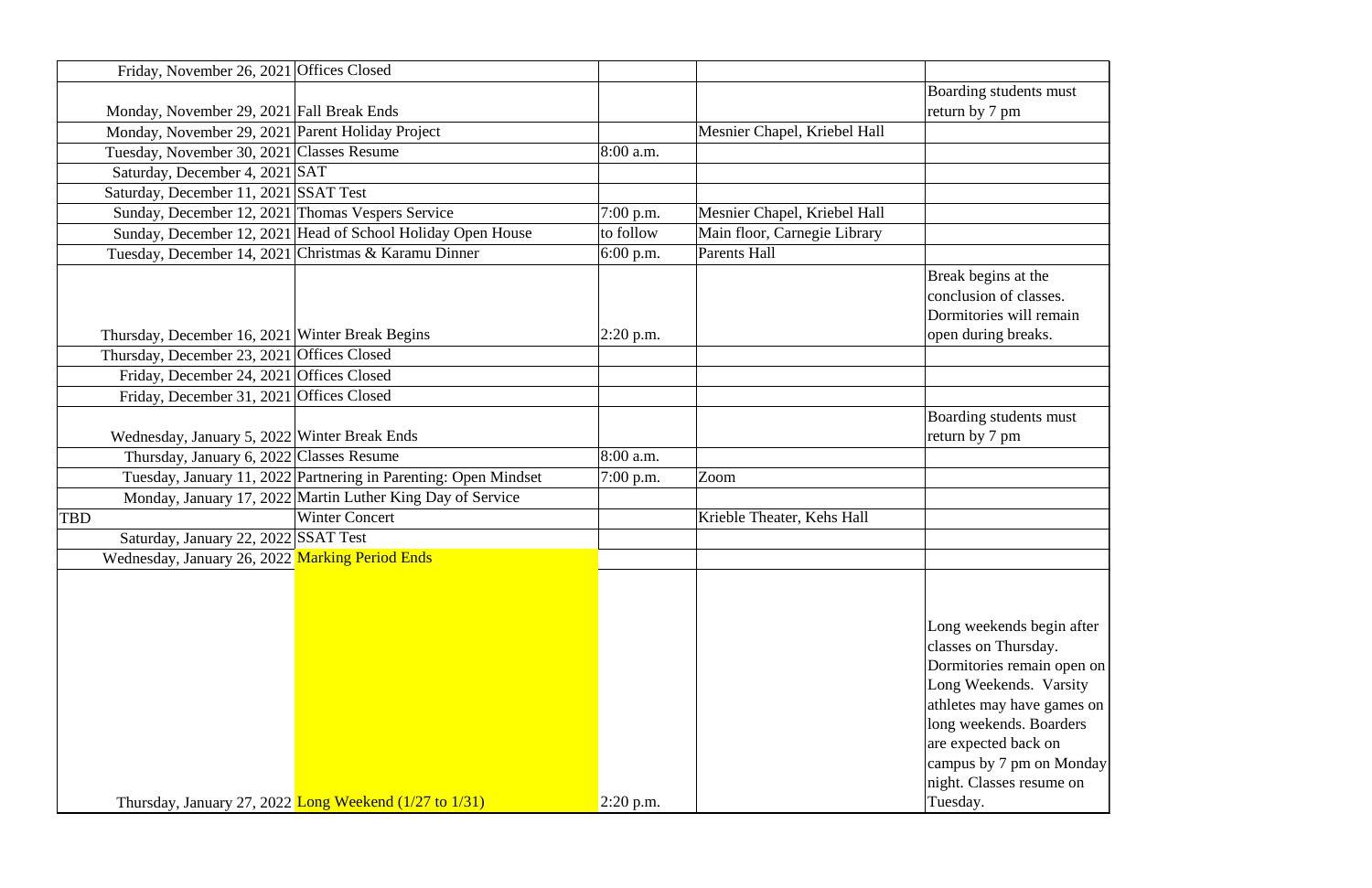| | | | | |
|---|---|---|---|---|
| Friday, November 26, 2021 | Offices Closed | | | |
| Monday, November 29, 2021 | Fall Break Ends | | | Boarding students must return by 7 pm |
| Monday, November 29, 2021 | Parent Holiday Project | | Mesnier Chapel, Kriebel Hall | |
| Tuesday, November 30, 2021 | Classes Resume | 8:00 a.m. | | |
| Saturday, December 4, 2021 | SAT | | | |
| Saturday, December 11, 2021 | SSAT Test | | | |
| Sunday, December 12, 2021 | Thomas Vespers Service | 7:00 p.m. | Mesnier Chapel, Kriebel Hall | |
| Sunday, December 12, 2021 | Head of School Holiday Open House | to follow | Main floor, Carnegie Library | |
| Tuesday, December 14, 2021 | Christmas & Karamu Dinner | 6:00 p.m. | Parents Hall | |
| Thursday, December 16, 2021 | Winter Break Begins | 2:20 p.m. | | Break begins at the conclusion of classes. Dormitories will remain open during breaks. |
| Thursday, December 23, 2021 | Offices Closed | | | |
| Friday, December 24, 2021 | Offices Closed | | | |
| Friday, December 31, 2021 | Offices Closed | | | |
| Wednesday, January 5, 2022 | Winter Break Ends | | | Boarding students must return by 7 pm |
| Thursday, January 6, 2022 | Classes Resume | 8:00 a.m. | | |
| Tuesday, January 11, 2022 | Partnering in Parenting: Open Mindset | 7:00 p.m. | Zoom | |
| Monday, January 17, 2022 | Martin Luther King Day of Service | | | |
| TBD | Winter Concert | | Krieble Theater, Kehs Hall | |
| Saturday, January 22, 2022 | SSAT Test | | | |
| Wednesday, January 26, 2022 | Marking Period Ends | | | |
| Thursday, January 27, 2022 | Long Weekend (1/27 to 1/31) | 2:20 p.m. | | Long weekends begin after classes on Thursday. Dormitories remain open on Long Weekends. Varsity athletes may have games on long weekends. Boarders are expected back on campus by 7 pm on Monday night. Classes resume on Tuesday. |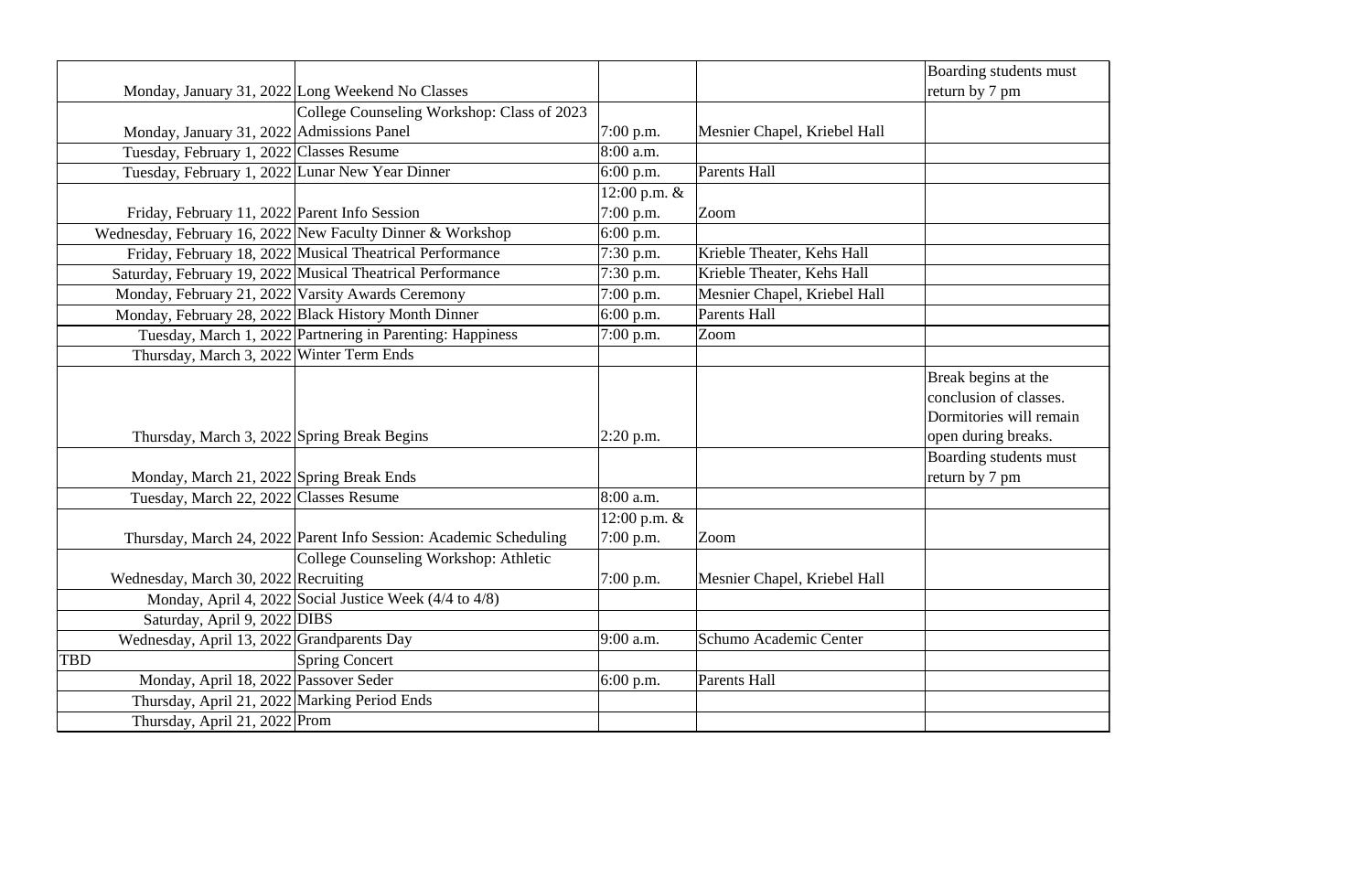| | | | | |
|---|---|---|---|---|
| Monday, January 31, 2022 | Long Weekend No Classes | | | Boarding students must return by 7 pm |
| Monday, January 31, 2022 | College Counseling Workshop: Class of 2023 Admissions Panel | 7:00 p.m. | Mesnier Chapel, Kriebel Hall | |
| Tuesday, February 1, 2022 | Classes Resume | 8:00 a.m. | | |
| Tuesday, February 1, 2022 | Lunar New Year Dinner | 6:00 p.m. | Parents Hall | |
| Friday, February 11, 2022 | Parent Info Session | 12:00 p.m. & 7:00 p.m. | Zoom | |
| Wednesday, February 16, 2022 | New Faculty Dinner & Workshop | 6:00 p.m. | | |
| Friday, February 18, 2022 | Musical Theatrical Performance | 7:30 p.m. | Krieble Theater, Kehs Hall | |
| Saturday, February 19, 2022 | Musical Theatrical Performance | 7:30 p.m. | Krieble Theater, Kehs Hall | |
| Monday, February 21, 2022 | Varsity Awards Ceremony | 7:00 p.m. | Mesnier Chapel, Kriebel Hall | |
| Monday, February 28, 2022 | Black History Month Dinner | 6:00 p.m. | Parents Hall | |
| Tuesday, March 1, 2022 | Partnering in Parenting: Happiness | 7:00 p.m. | Zoom | |
| Thursday, March 3, 2022 | Winter Term Ends | | | |
| Thursday, March 3, 2022 | Spring Break Begins | 2:20 p.m. | | Break begins at the conclusion of classes. Dormitories will remain open during breaks. |
| Monday, March 21, 2022 | Spring Break Ends | | | Boarding students must return by 7 pm |
| Tuesday, March 22, 2022 | Classes Resume | 8:00 a.m. | | |
| Thursday, March 24, 2022 | Parent Info Session: Academic Scheduling | 12:00 p.m. & 7:00 p.m. | Zoom | |
| Wednesday, March 30, 2022 | College Counseling Workshop: Athletic Recruiting | 7:00 p.m. | Mesnier Chapel, Kriebel Hall | |
| Monday, April 4, 2022 | Social Justice Week (4/4 to 4/8) | | | |
| Saturday, April 9, 2022 | DIBS | | | |
| Wednesday, April 13, 2022 | Grandparents Day | 9:00 a.m. | Schumo Academic Center | |
| TBD | Spring Concert | | | |
| Monday, April 18, 2022 | Passover Seder | 6:00 p.m. | Parents Hall | |
| Thursday, April 21, 2022 | Marking Period Ends | | | |
| Thursday, April 21, 2022 | Prom | | | |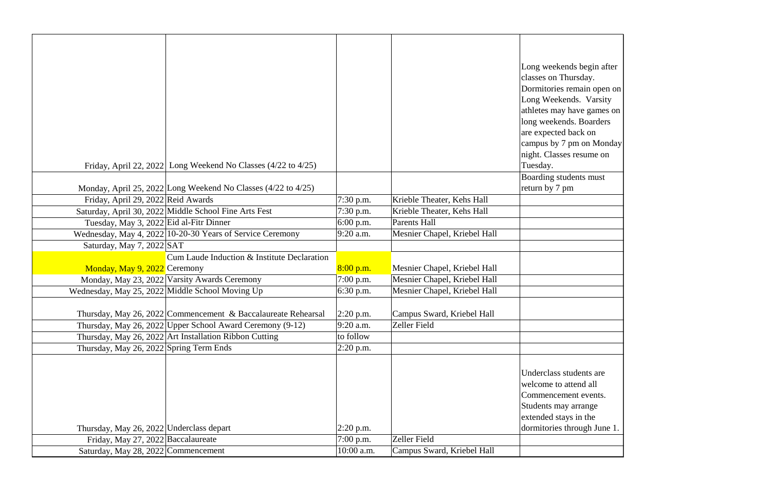| | | | | |
|---|---|---|---|---|
| Friday, April 22, 2022 | Long Weekend No Classes (4/22 to 4/25) | | | Long weekends begin after classes on Thursday. Dormitories remain open on Long Weekends. Varsity athletes may have games on long weekends. Boarders are expected back on campus by 7 pm on Monday night. Classes resume on Tuesday. |
| Monday, April 25, 2022 | Long Weekend No Classes (4/22 to 4/25) | | | Boarding students must return by 7 pm |
| Friday, April 29, 2022 | Reid Awards | 7:30 p.m. | Krieble Theater, Kehs Hall | |
| Saturday, April 30, 2022 | Middle School Fine Arts Fest | 7:30 p.m. | Krieble Theater, Kehs Hall | |
| Tuesday, May 3, 2022 | Eid al-Fitr Dinner | 6:00 p.m. | Parents Hall | |
| Wednesday, May 4, 2022 | 10-20-30 Years of Service Ceremony | 9:20 a.m. | Mesnier Chapel, Kriebel Hall | |
| Saturday, May 7, 2022 | SAT | | | |
| Monday, May 9, 2022 | Cum Laude Induction & Institute Declaration Ceremony | 8:00 p.m. | Mesnier Chapel, Kriebel Hall | |
| Monday, May 23, 2022 | Varsity Awards Ceremony | 7:00 p.m. | Mesnier Chapel, Kriebel Hall | |
| Wednesday, May 25, 2022 | Middle School Moving Up | 6:30 p.m. | Mesnier Chapel, Kriebel Hall | |
| Thursday, May 26, 2022 | Commencement & Baccalaureate Rehearsal | 2:20 p.m. | Campus Sward, Kriebel Hall | |
| Thursday, May 26, 2022 | Upper School Award Ceremony (9-12) | 9:20 a.m. | Zeller Field | |
| Thursday, May 26, 2022 | Art Installation Ribbon Cutting | to follow | | |
| Thursday, May 26, 2022 | Spring Term Ends | 2:20 p.m. | | |
| Thursday, May 26, 2022 | Underclass depart | 2:20 p.m. | | Underclass students are welcome to attend all Commencement events. Students may arrange extended stays in the dormitories through June 1. |
| Friday, May 27, 2022 | Baccalaureate | 7:00 p.m. | Zeller Field | |
| Saturday, May 28, 2022 | Commencement | 10:00 a.m. | Campus Sward, Kriebel Hall | |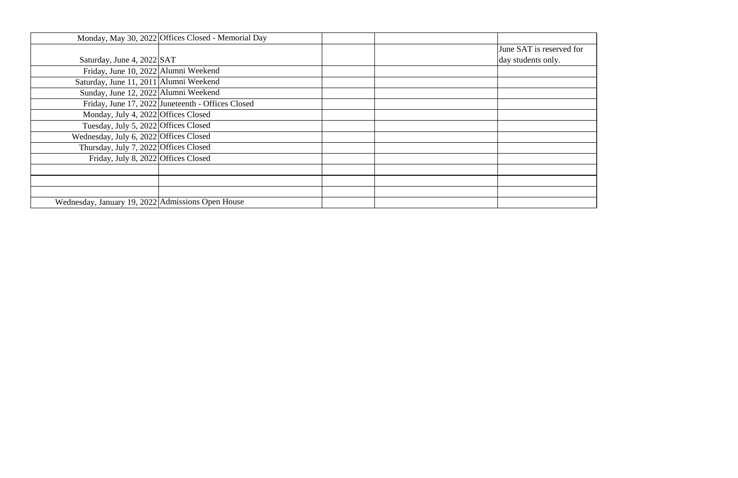| | | | | |
|---|---|---|---|---|
| Monday, May 30, 2022 | Offices Closed - Memorial Day | | | |
| Saturday, June 4, 2022 | SAT | | | June SAT is reserved for day students only. |
| Friday, June 10, 2022 | Alumni Weekend | | | |
| Saturday, June 11, 2011 | Alumni Weekend | | | |
| Sunday, June 12, 2022 | Alumni Weekend | | | |
| Friday, June 17, 2022 | Juneteenth - Offices Closed | | | |
| Monday, July 4, 2022 | Offices Closed | | | |
| Tuesday, July 5, 2022 | Offices Closed | | | |
| Wednesday, July 6, 2022 | Offices Closed | | | |
| Thursday, July 7, 2022 | Offices Closed | | | |
| Friday, July 8, 2022 | Offices Closed | | | |
| | | | | |
| | | | | |
| | | | | |
| Wednesday, January 19, 2022 | Admissions Open House | | | |